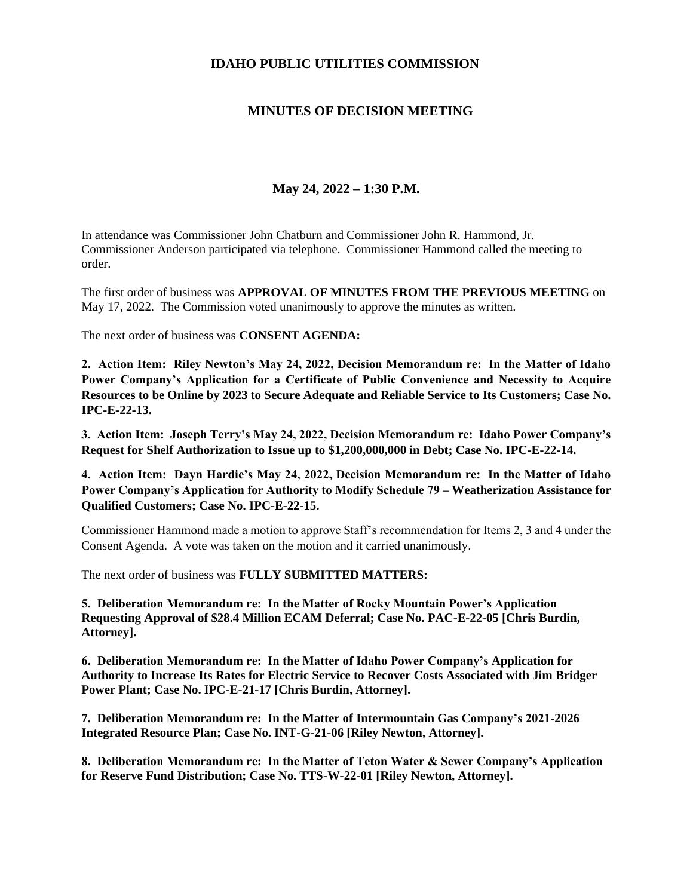# IDAHO PUBLIC UTILITIES COMMISSION

## MINUTES OF DECISION MEETING

### May 24, 2022 – 1:30 P.M.

In attendance was Commissioner John Chatburn and Commissioner John R. Hammond, Jr. Commissioner Anderson participated via telephone. Commissioner Hammond called the meeting to order.

The first order of business was **APPROVAL OF MINUTES FROM THE PREVIOUS MEETING** on May 17, 2022. The Commission voted unanimously to approve the minutes as written.

The next order of business was **CONSENT AGENDA:**

**2. Action Item: Riley Newton's May 24, 2022, Decision Memorandum re: In the Matter of Idaho Power Company's Application for a Certificate of Public Convenience and Necessity to Acquire Resources to be Online by 2023 to Secure Adequate and Reliable Service to Its Customers; Case No. IPC-E-22-13.**

**3. Action Item: Joseph Terry's May 24, 2022, Decision Memorandum re: Idaho Power Company's Request for Shelf Authorization to Issue up to $1,200,000,000 in Debt; Case No. IPC-E-22-14.**

**4. Action Item: Dayn Hardie's May 24, 2022, Decision Memorandum re: In the Matter of Idaho Power Company's Application for Authority to Modify Schedule 79 – Weatherization Assistance for Qualified Customers; Case No. IPC-E-22-15.**

Commissioner Hammond made a motion to approve Staff's recommendation for Items 2, 3 and 4 under the Consent Agenda. A vote was taken on the motion and it carried unanimously.

The next order of business was **FULLY SUBMITTED MATTERS:**

**5. Deliberation Memorandum re: In the Matter of Rocky Mountain Power's Application Requesting Approval of $28.4 Million ECAM Deferral; Case No. PAC-E-22-05 [Chris Burdin, Attorney].**

**6. Deliberation Memorandum re: In the Matter of Idaho Power Company's Application for Authority to Increase Its Rates for Electric Service to Recover Costs Associated with Jim Bridger Power Plant; Case No. IPC-E-21-17 [Chris Burdin, Attorney].**

**7. Deliberation Memorandum re: In the Matter of Intermountain Gas Company's 2021-2026 Integrated Resource Plan; Case No. INT-G-21-06 [Riley Newton, Attorney].**

**8. Deliberation Memorandum re: In the Matter of Teton Water & Sewer Company's Application for Reserve Fund Distribution; Case No. TTS-W-22-01 [Riley Newton, Attorney].**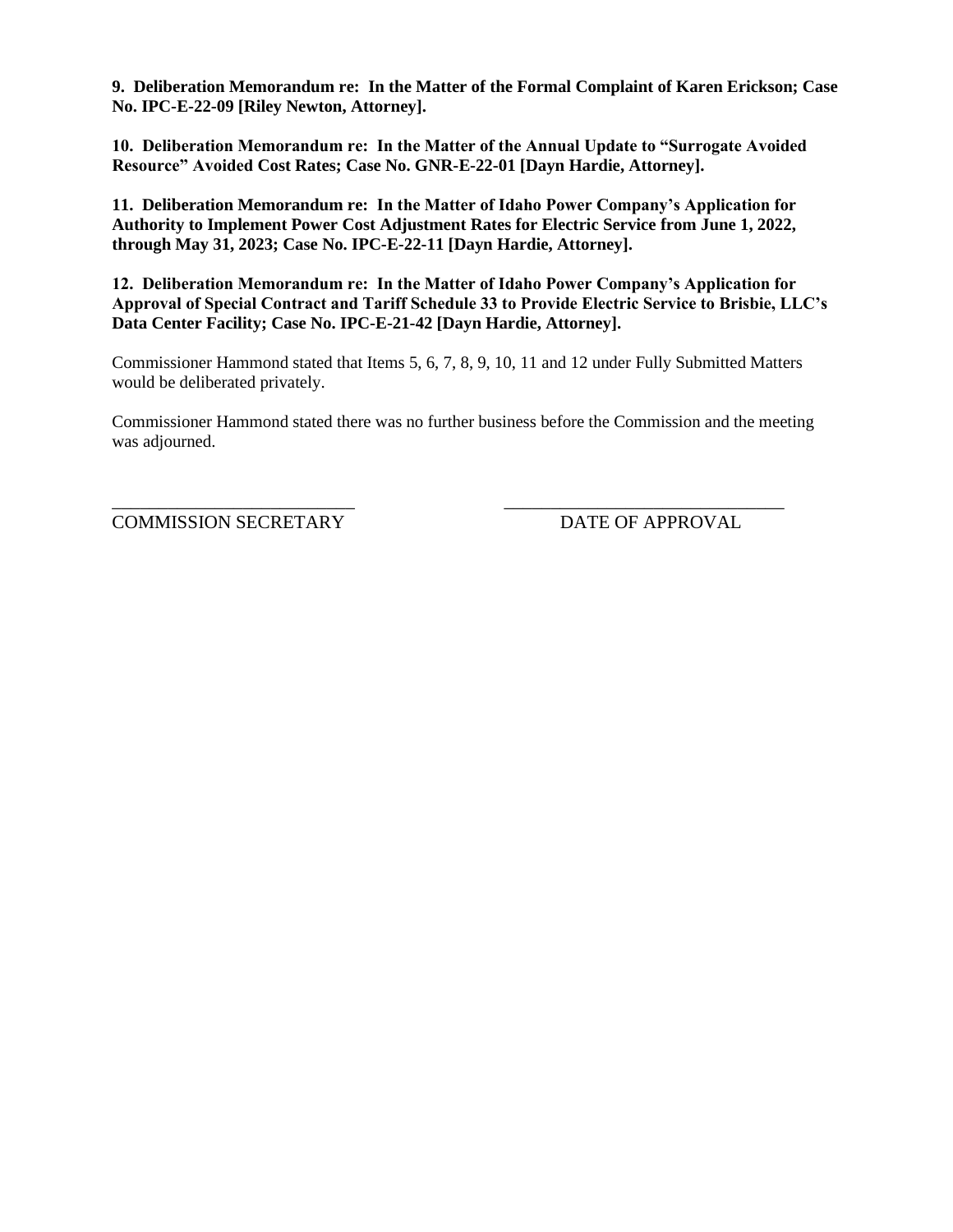**9. Deliberation Memorandum re: In the Matter of the Formal Complaint of Karen Erickson; Case No. IPC-E-22-09 [Riley Newton, Attorney].**

**10. Deliberation Memorandum re: In the Matter of the Annual Update to "Surrogate Avoided Resource" Avoided Cost Rates; Case No. GNR-E-22-01 [Dayn Hardie, Attorney].**

**11. Deliberation Memorandum re: In the Matter of Idaho Power Company's Application for Authority to Implement Power Cost Adjustment Rates for Electric Service from June 1, 2022, through May 31, 2023; Case No. IPC-E-22-11 [Dayn Hardie, Attorney].**

**12. Deliberation Memorandum re: In the Matter of Idaho Power Company's Application for Approval of Special Contract and Tariff Schedule 33 to Provide Electric Service to Brisbie, LLC's Data Center Facility; Case No. IPC-E-21-42 [Dayn Hardie, Attorney].**

Commissioner Hammond stated that Items 5, 6, 7, 8, 9, 10, 11 and 12 under Fully Submitted Matters would be deliberated privately.

Commissioner Hammond stated there was no further business before the Commission and the meeting was adjourned.

\_\_\_\_\_\_\_\_\_\_\_\_\_\_\_\_\_\_\_\_\_\_\_\_\_\_\_ \_\_\_\_\_\_\_\_\_\_\_\_\_\_\_\_\_\_\_\_\_\_\_\_\_\_\_\_\_\_\_

COMMISSION SECRETARY DATE OF APPROVAL